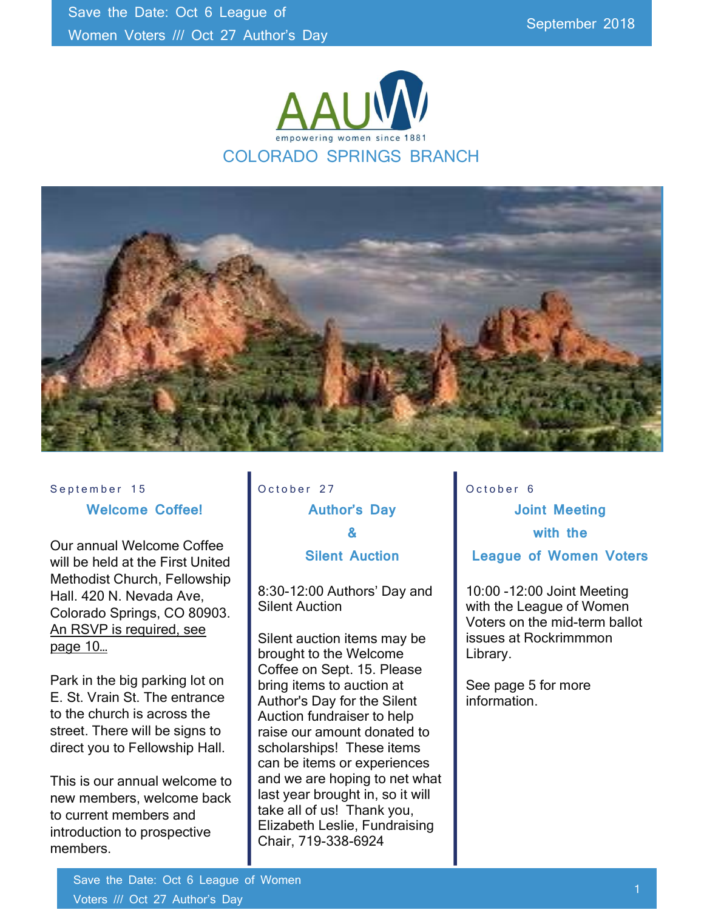September 2018

# AAUW

empowering women since 1881

## COLORADO SPRINGS BRANCH

September 15

### Welcome Coffee!

Our annual Welcome Coffee will be held at the First United Methodist Church, Fellowship Hall. 420 N. Nevada Ave, Colorado Springs, CO 80903. An RSVP is required, see page 10…

Park in the big parking lot on E. St. Vrain St. The entrance to the church is across the street. There will be signs to direct you to Fellowship Hall.

This is our annual welcome to new members, welcome back to current members and introduction to prospective members.

October 27

### Author's Day & Silent Auction

8:30-12:00 Authors' Day and Silent Auction

Silent auction items may be brought to the Welcome Coffee on Sept. 15. Please bring items to auction at Author's Day for the Silent Auction fundraiser to help raise our amount donated to scholarships! These items can be items or experiences and we are hoping to net what last year brought in, so it will take all of us! Thank you, Elizabeth Leslie, Fundraising Chair, 719-338-6924

October 6

### Joint Meeting with the League of Women Voters

10:00 -12:00 Joint Meeting with the League of Women Voters on the mid-term ballot issues at Rockrimmmon Library.

See page 5 for more information.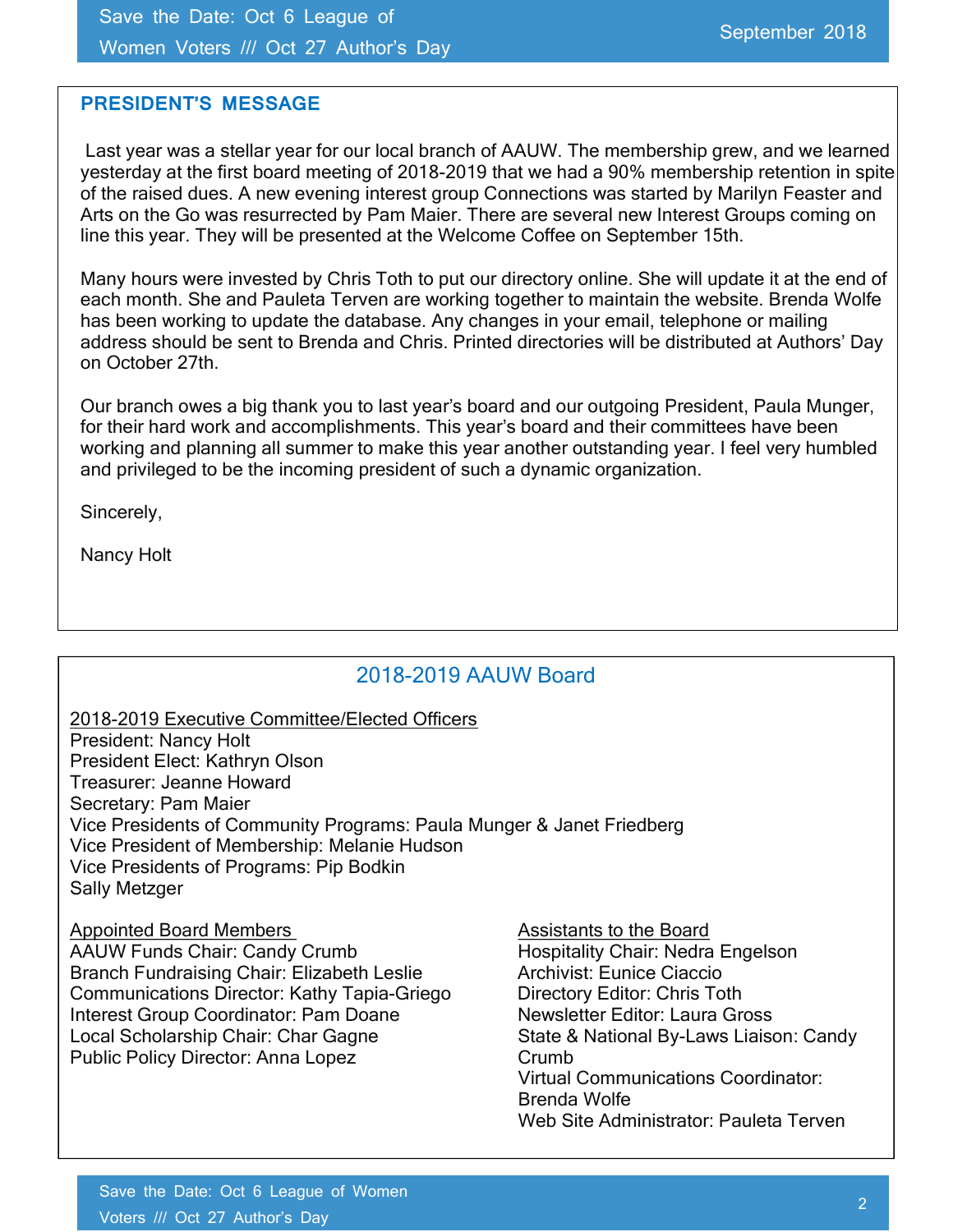## PRESIDENT'S MESSAGE

Last year was a stellar year for our local branch of AAUW. The membership grew, and we learned yesterday at the first board meeting of 2018-2019 that we had a 90% membership retention in spite of the raised dues. A new evening interest group Connections was started by Marilyn Feaster and Arts on the Go was resurrected by Pam Maier. There are several new Interest Groups coming on line this year. They will be presented at the Welcome Coffee on September 15th.

Many hours were invested by Chris Toth to put our directory online. She will update it at the end of each month. She and Pauleta Terven are working together to maintain the website. Brenda Wolfe has been working to update the database. Any changes in your email, telephone or mailing address should be sent to Brenda and Chris. Printed directories will be distributed at Authors' Day on October 27th.

Our branch owes a big thank you to last year's board and our outgoing President, Paula Munger, for their hard work and accomplishments. This year's board and their committees have been working and planning all summer to make this year another outstanding year. I feel very humbled and privileged to be the incoming president of such a dynamic organization.

Sincerely,

Nancy Holt

## 2018-2019 AAUW Board

2018-2019 Executive Committee/Elected Officers

President: Nancy Holt
President Elect: Kathryn Olson
Treasurer: Jeanne Howard
Secretary: Pam Maier
Vice Presidents of Community Programs: Paula Munger & Janet Friedberg
Vice President of Membership: Melanie Hudson
Vice Presidents of Programs: Pip Bodkin
Sally Metzger

Appointed Board Members

AAUW Funds Chair: Candy Crumb
Branch Fundraising Chair: Elizabeth Leslie
Communications Director: Kathy Tapia-Griego
Interest Group Coordinator: Pam Doane
Local Scholarship Chair: Char Gagne
Public Policy Director: Anna Lopez

Assistants to the Board

Hospitality Chair: Nedra Engelson
Archivist: Eunice Ciaccio
Directory Editor: Chris Toth
Newsletter Editor: Laura Gross
State & National By-Laws Liaison: Candy Crumb
Virtual Communications Coordinator: Brenda Wolfe
Web Site Administrator: Pauleta Terven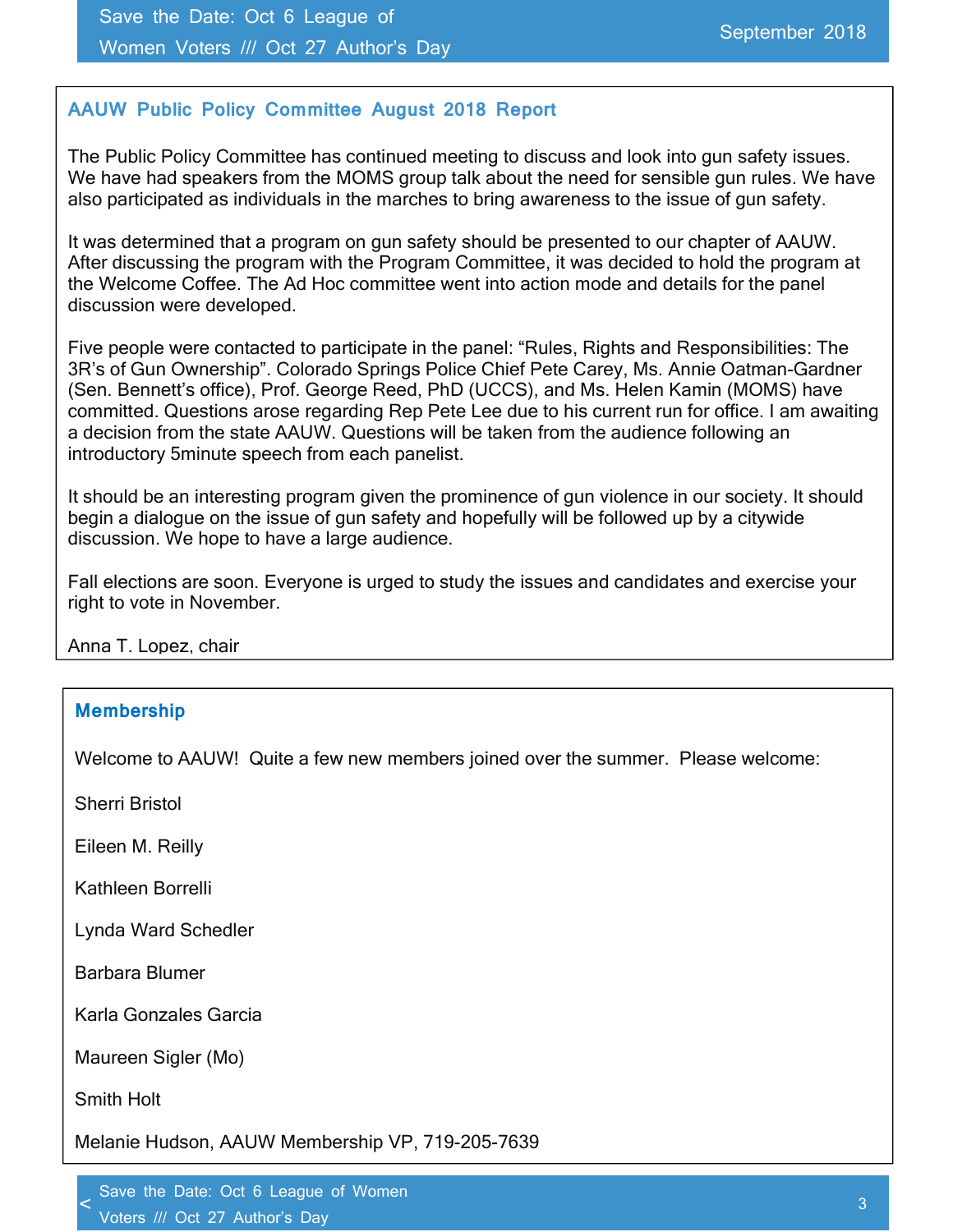## AAUW Public Policy Committee August 2018 Report

The Public Policy Committee has continued meeting to discuss and look into gun safety issues. We have had speakers from the MOMS group talk about the need for sensible gun rules. We have also participated as individuals in the marches to bring awareness to the issue of gun safety.

It was determined that a program on gun safety should be presented to our chapter of AAUW. After discussing the program with the Program Committee, it was decided to hold the program at the Welcome Coffee. The Ad Hoc committee went into action mode and details for the panel discussion were developed.

Five people were contacted to participate in the panel: "Rules, Rights and Responsibilities: The 3R's of Gun Ownership". Colorado Springs Police Chief Pete Carey, Ms. Annie Oatman-Gardner (Sen. Bennett's office), Prof. George Reed, PhD (UCCS), and Ms. Helen Kamin (MOMS) have committed. Questions arose regarding Rep Pete Lee due to his current run for office. I am awaiting a decision from the state AAUW. Questions will be taken from the audience following an introductory 5minute speech from each panelist.

It should be an interesting program given the prominence of gun violence in our society. It should begin a dialogue on the issue of gun safety and hopefully will be followed up by a citywide discussion. We hope to have a large audience.

Fall elections are soon. Everyone is urged to study the issues and candidates and exercise your right to vote in November.

Anna T. Lopez, chair

## Membership

Welcome to AAUW! Quite a few new members joined over the summer. Please welcome:

Sherri Bristol

Eileen M. Reilly

Kathleen Borrelli

Lynda Ward Schedler

Barbara Blumer

Karla Gonzales Garcia

Maureen Sigler (Mo)

Smith Holt

Melanie Hudson, AAUW Membership VP, 719-205-7639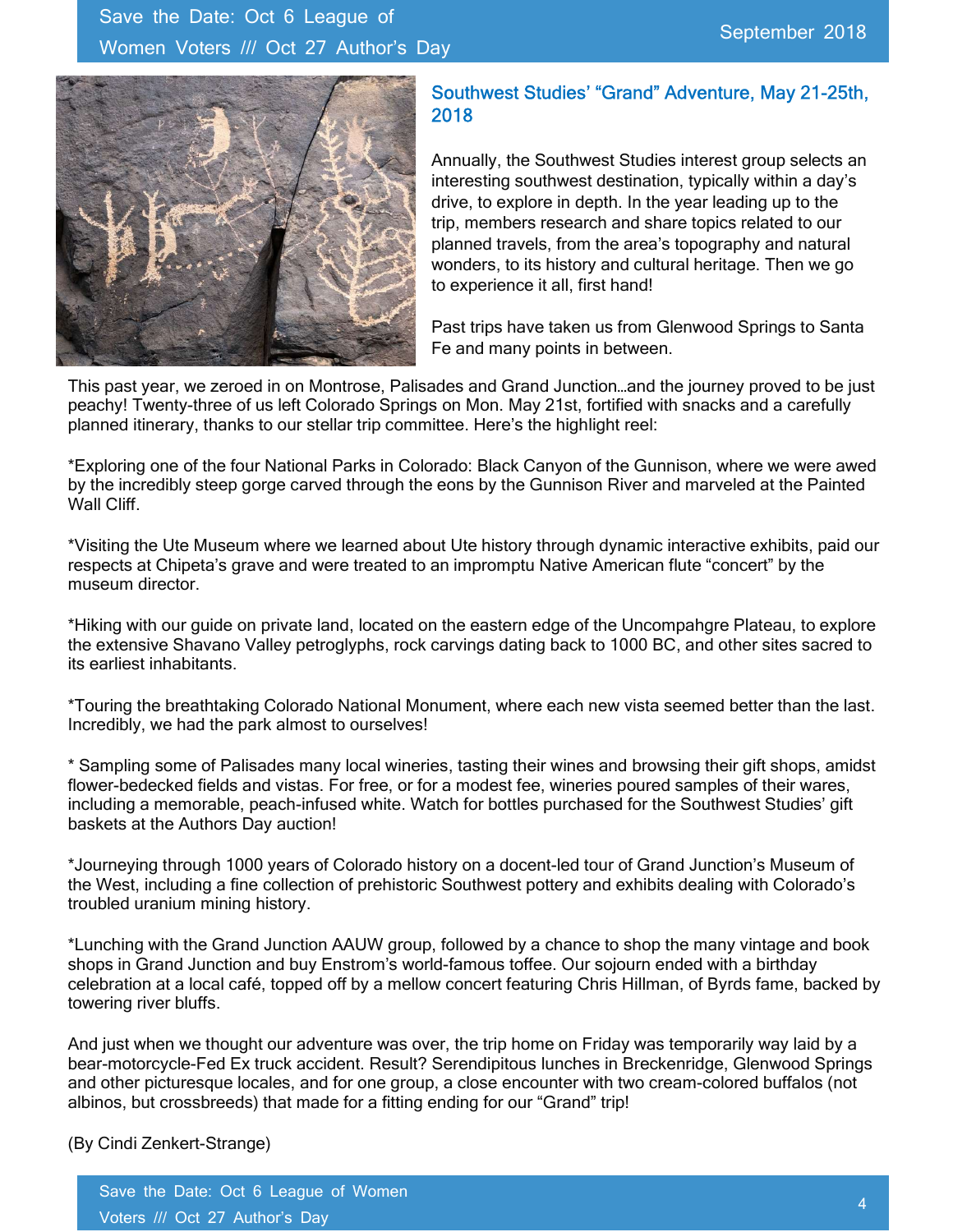## Southwest Studies' "Grand" Adventure, May 21-25th, 2018

Annually, the Southwest Studies interest group selects an interesting southwest destination, typically within a day's drive, to explore in depth. In the year leading up to the trip, members research and share topics related to our planned travels, from the area's topography and natural wonders, to its history and cultural heritage. Then we go to experience it all, first hand!

Past trips have taken us from Glenwood Springs to Santa Fe and many points in between.

This past year, we zeroed in on Montrose, Palisades and Grand Junction…and the journey proved to be just peachy! Twenty-three of us left Colorado Springs on Mon. May 21st, fortified with snacks and a carefully planned itinerary, thanks to our stellar trip committee. Here's the highlight reel:

*Exploring one of the four National Parks in Colorado: Black Canyon of the Gunnison, where we were awed by the incredibly steep gorge carved through the eons by the Gunnison River and marveled at the Painted Wall Cliff.

*Visiting the Ute Museum where we learned about Ute history through dynamic interactive exhibits, paid our respects at Chipeta's grave and were treated to an impromptu Native American flute "concert" by the museum director.

*Hiking with our guide on private land, located on the eastern edge of the Uncompahgre Plateau, to explore the extensive Shavano Valley petroglyphs, rock carvings dating back to 1000 BC, and other sites sacred to its earliest inhabitants.

*Touring the breathtaking Colorado National Monument, where each new vista seemed better than the last. Incredibly, we had the park almost to ourselves!

* Sampling some of Palisades many local wineries, tasting their wines and browsing their gift shops, amidst flower-bedecked fields and vistas. For free, or for a modest fee, wineries poured samples of their wares, including a memorable, peach-infused white. Watch for bottles purchased for the Southwest Studies' gift baskets at the Authors Day auction!

*Journeying through 1000 years of Colorado history on a docent-led tour of Grand Junction's Museum of the West, including a fine collection of prehistoric Southwest pottery and exhibits dealing with Colorado's troubled uranium mining history.

*Lunching with the Grand Junction AAUW group, followed by a chance to shop the many vintage and book shops in Grand Junction and buy Enstrom's world-famous toffee. Our sojourn ended with a birthday celebration at a local café, topped off by a mellow concert featuring Chris Hillman, of Byrds fame, backed by towering river bluffs.

And just when we thought our adventure was over, the trip home on Friday was temporarily way laid by a bear-motorcycle-Fed Ex truck accident. Result? Serendipitous lunches in Breckenridge, Glenwood Springs and other picturesque locales, and for one group, a close encounter with two cream-colored buffalos (not albinos, but crossbreeds) that made for a fitting ending for our "Grand" trip!

(By Cindi Zenkert-Strange)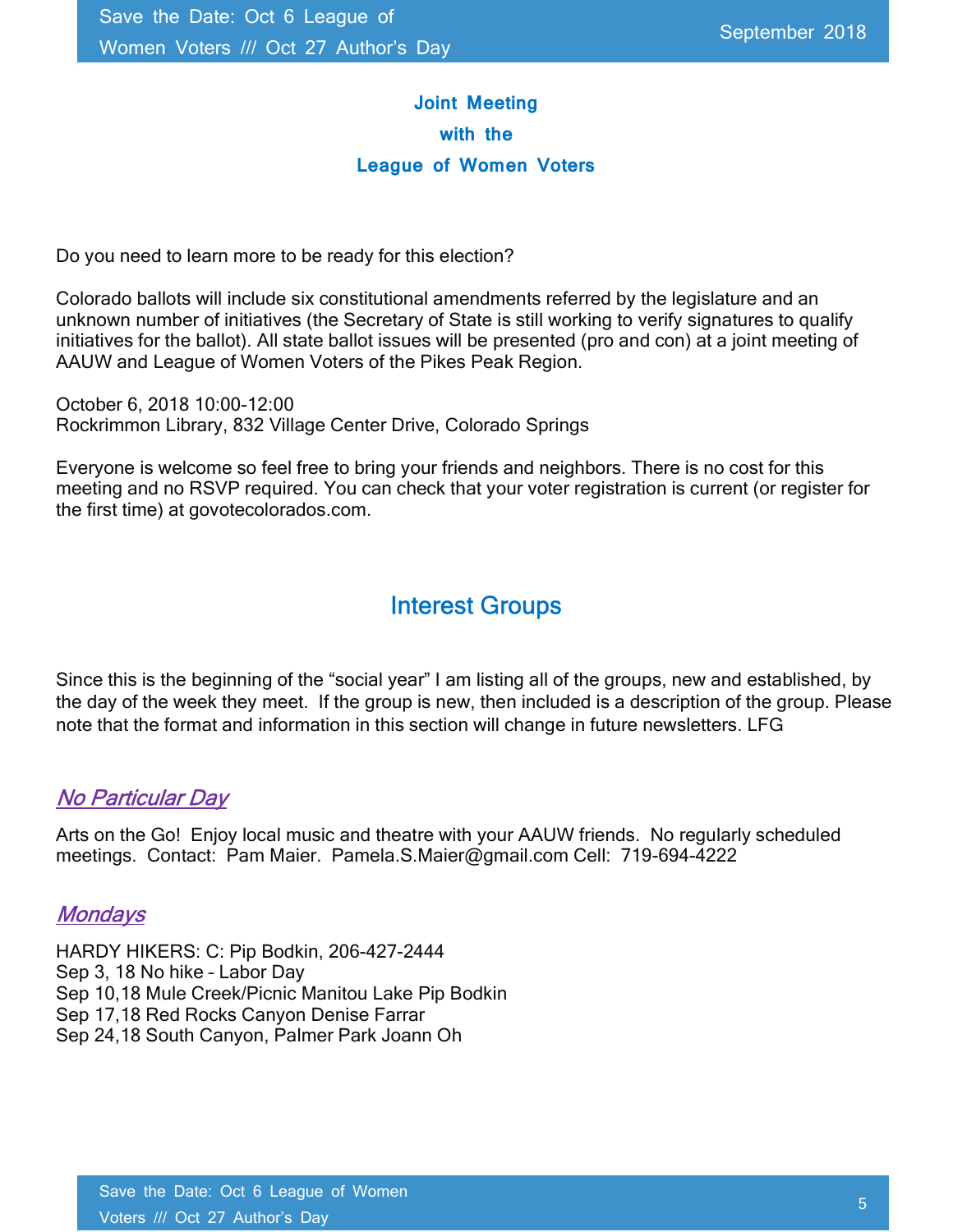## Joint Meeting with the League of Women Voters

Do you need to learn more to be ready for this election?

Colorado ballots will include six constitutional amendments referred by the legislature and an unknown number of initiatives (the Secretary of State is still working to verify signatures to qualify initiatives for the ballot). All state ballot issues will be presented (pro and con) at a joint meeting of AAUW and League of Women Voters of the Pikes Peak Region.

October 6, 2018 10:00-12:00
Rockrimmon Library, 832 Village Center Drive, Colorado Springs

Everyone is welcome so feel free to bring your friends and neighbors. There is no cost for this meeting and no RSVP required. You can check that your voter registration is current (or register for the first time) at govotecolorados.com.

## Interest Groups

Since this is the beginning of the "social year" I am listing all of the groups, new and established, by the day of the week they meet. If the group is new, then included is a description of the group. Please note that the format and information in this section will change in future newsletters. LFG

### *No Particular Day*

Arts on the Go! Enjoy local music and theatre with your AAUW friends. No regularly scheduled meetings. Contact: Pam Maier. Pamela.S.Maier@gmail.com Cell: 719-694-4222

### *Mondays*

HARDY HIKERS: C: Pip Bodkin, 206-427-2444
Sep 3, 18 No hike – Labor Day
Sep 10,18 Mule Creek/Picnic Manitou Lake Pip Bodkin
Sep 17,18 Red Rocks Canyon Denise Farrar
Sep 24,18 South Canyon, Palmer Park Joann Oh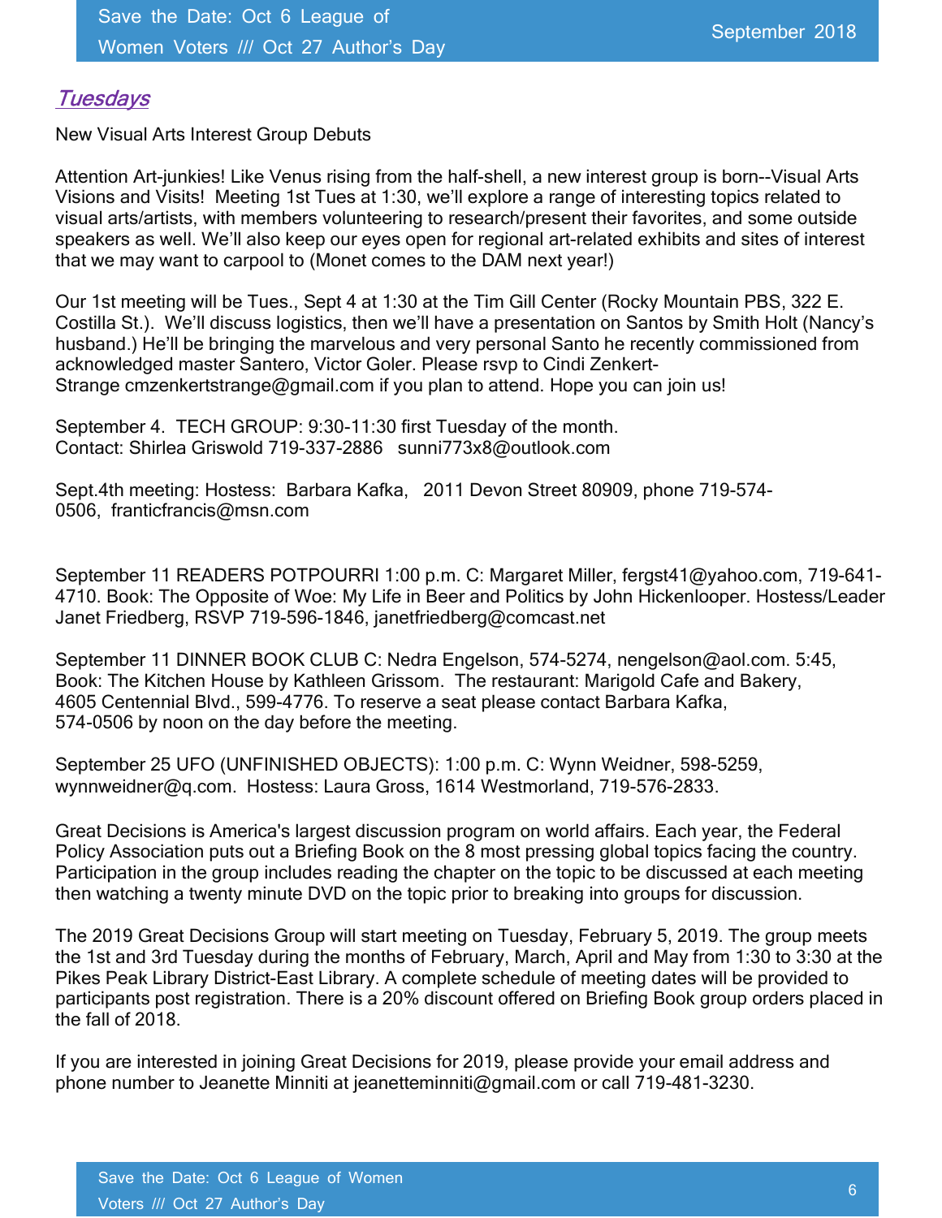## *Tuesdays*

New Visual Arts Interest Group Debuts

Attention Art-junkies! Like Venus rising from the half-shell, a new interest group is born--Visual Arts Visions and Visits! Meeting 1st Tues at 1:30, we'll explore a range of interesting topics related to visual arts/artists, with members volunteering to research/present their favorites, and some outside speakers as well. We'll also keep our eyes open for regional art-related exhibits and sites of interest that we may want to carpool to (Monet comes to the DAM next year!)

Our 1st meeting will be Tues., Sept 4 at 1:30 at the Tim Gill Center (Rocky Mountain PBS, 322 E. Costilla St.). We'll discuss logistics, then we'll have a presentation on Santos by Smith Holt (Nancy's husband.) He'll be bringing the marvelous and very personal Santo he recently commissioned from acknowledged master Santero, Victor Goler. Please rsvp to Cindi Zenkert-Strange cmzenkertstrange@gmail.com if you plan to attend. Hope you can join us!

September 4. TECH GROUP: 9:30-11:30 first Tuesday of the month.
Contact: Shirlea Griswold 719-337-2886 sunni773x8@outlook.com

Sept.4th meeting: Hostess: Barbara Kafka, 2011 Devon Street 80909, phone 719-574-0506, franticfrancis@msn.com

September 11 READERS POTPOURRI 1:00 p.m. C: Margaret Miller, fergst41@yahoo.com, 719-641-4710. Book: The Opposite of Woe: My Life in Beer and Politics by John Hickenlooper. Hostess/Leader Janet Friedberg, RSVP 719-596-1846, janetfriedberg@comcast.net

September 11 DINNER BOOK CLUB C: Nedra Engelson, 574-5274, nengelson@aol.com. 5:45, Book: The Kitchen House by Kathleen Grissom. The restaurant: Marigold Cafe and Bakery, 4605 Centennial Blvd., 599-4776. To reserve a seat please contact Barbara Kafka, 574-0506 by noon on the day before the meeting.

September 25 UFO (UNFINISHED OBJECTS): 1:00 p.m. C: Wynn Weidner, 598-5259, wynnweidner@q.com. Hostess: Laura Gross, 1614 Westmorland, 719-576-2833.

Great Decisions is America's largest discussion program on world affairs. Each year, the Federal Policy Association puts out a Briefing Book on the 8 most pressing global topics facing the country. Participation in the group includes reading the chapter on the topic to be discussed at each meeting then watching a twenty minute DVD on the topic prior to breaking into groups for discussion.

The 2019 Great Decisions Group will start meeting on Tuesday, February 5, 2019. The group meets the 1st and 3rd Tuesday during the months of February, March, April and May from 1:30 to 3:30 at the Pikes Peak Library District-East Library. A complete schedule of meeting dates will be provided to participants post registration. There is a 20% discount offered on Briefing Book group orders placed in the fall of 2018.

If you are interested in joining Great Decisions for 2019, please provide your email address and phone number to Jeanette Minniti at jeanetteminniti@gmail.com or call 719-481-3230.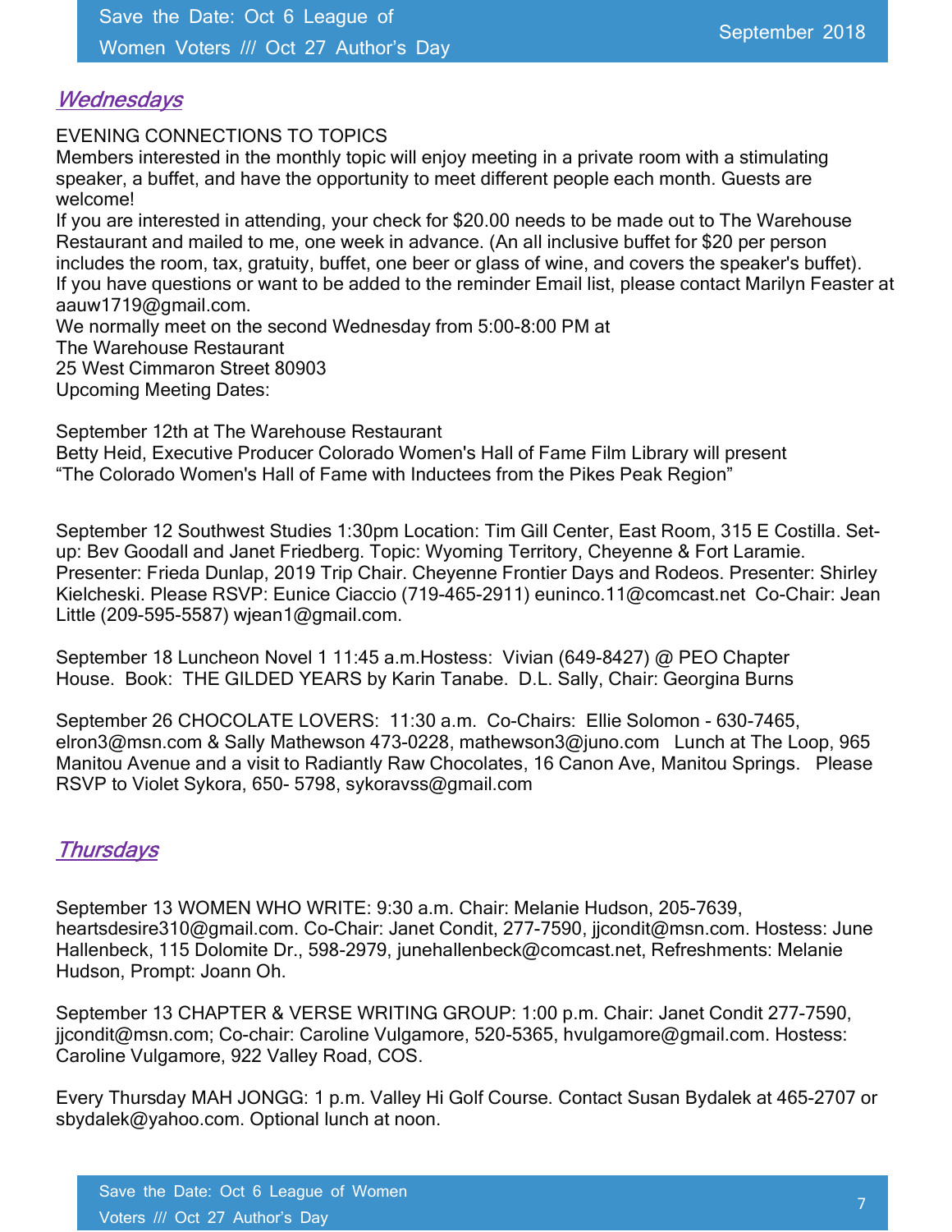## *Wednesdays*

EVENING CONNECTIONS TO TOPICS
Members interested in the monthly topic will enjoy meeting in a private room with a stimulating speaker, a buffet, and have the opportunity to meet different people each month. Guests are welcome!
If you are interested in attending, your check for $20.00 needs to be made out to The Warehouse Restaurant and mailed to me, one week in advance. (An all inclusive buffet for $20 per person includes the room, tax, gratuity, buffet, one beer or glass of wine, and covers the speaker's buffet).
If you have questions or want to be added to the reminder Email list, please contact Marilyn Feaster at aauw1719@gmail.com.
We normally meet on the second Wednesday from 5:00-8:00 PM at
The Warehouse Restaurant
25 West Cimmaron Street 80903
Upcoming Meeting Dates:

September 12th at The Warehouse Restaurant
Betty Heid, Executive Producer Colorado Women's Hall of Fame Film Library will present "The Colorado Women's Hall of Fame with Inductees from the Pikes Peak Region"

September 12 Southwest Studies 1:30pm Location: Tim Gill Center, East Room, 315 E Costilla. Set-up: Bev Goodall and Janet Friedberg. Topic: Wyoming Territory, Cheyenne & Fort Laramie. Presenter: Frieda Dunlap, 2019 Trip Chair. Cheyenne Frontier Days and Rodeos. Presenter: Shirley Kielcheski. Please RSVP: Eunice Ciaccio (719-465-2911) euninco.11@comcast.net Co-Chair: Jean Little (209-595-5587) wjean1@gmail.com.

September 18 Luncheon Novel 1 11:45 a.m.Hostess: Vivian (649-8427) @ PEO Chapter House. Book: THE GILDED YEARS by Karin Tanabe. D.L. Sally, Chair: Georgina Burns

September 26 CHOCOLATE LOVERS: 11:30 a.m. Co-Chairs: Ellie Solomon - 630-7465, elron3@msn.com & Sally Mathewson 473-0228, mathewson3@juno.com Lunch at The Loop, 965 Manitou Avenue and a visit to Radiantly Raw Chocolates, 16 Canon Ave, Manitou Springs. Please RSVP to Violet Sykora, 650- 5798, sykoravss@gmail.com

## *Thursdays*

September 13 WOMEN WHO WRITE: 9:30 a.m. Chair: Melanie Hudson, 205-7639, heartsdesire310@gmail.com. Co-Chair: Janet Condit, 277-7590, jjcondit@msn.com. Hostess: June Hallenbeck, 115 Dolomite Dr., 598-2979, junehallenbeck@comcast.net, Refreshments: Melanie Hudson, Prompt: Joann Oh.

September 13 CHAPTER & VERSE WRITING GROUP: 1:00 p.m. Chair: Janet Condit 277-7590, jjcondit@msn.com; Co-chair: Caroline Vulgamore, 520-5365, hvulgamore@gmail.com. Hostess: Caroline Vulgamore, 922 Valley Road, COS.

Every Thursday MAH JONGG: 1 p.m. Valley Hi Golf Course. Contact Susan Bydalek at 465-2707 or sbydalek@yahoo.com. Optional lunch at noon.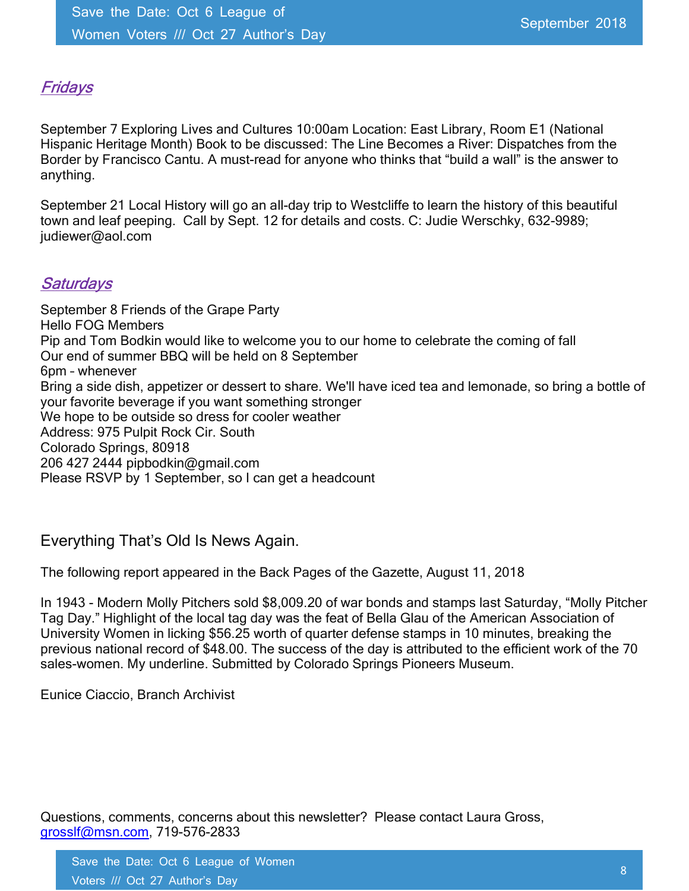## *Fridays*

September 7 Exploring Lives and Cultures 10:00am Location: East Library, Room E1 (National Hispanic Heritage Month) Book to be discussed: The Line Becomes a River: Dispatches from the Border by Francisco Cantu. A must-read for anyone who thinks that "build a wall" is the answer to anything.

September 21 Local History will go an all-day trip to Westcliffe to learn the history of this beautiful town and leaf peeping. Call by Sept. 12 for details and costs. C: Judie Werschky, 632-9989; judiewer@aol.com

## *Saturdays*

September 8 Friends of the Grape Party
Hello FOG Members
Pip and Tom Bodkin would like to welcome you to our home to celebrate the coming of fall
Our end of summer BBQ will be held on 8 September
6pm – whenever
Bring a side dish, appetizer or dessert to share. We'll have iced tea and lemonade, so bring a bottle of your favorite beverage if you want something stronger
We hope to be outside so dress for cooler weather
Address: 975 Pulpit Rock Cir. South
Colorado Springs, 80918
206 427 2444 pipbodkin@gmail.com
Please RSVP by 1 September, so I can get a headcount

## Everything That's Old Is News Again.

The following report appeared in the Back Pages of the Gazette, August 11, 2018

In 1943 - Modern Molly Pitchers sold $8,009.20 of war bonds and stamps last Saturday, "Molly Pitcher Tag Day." Highlight of the local tag day was the feat of Bella Glau of the American Association of University Women in licking $56.25 worth of quarter defense stamps in 10 minutes, breaking the previous national record of $48.00. The success of the day is attributed to the efficient work of the 70 sales-women. My underline. Submitted by Colorado Springs Pioneers Museum.

Eunice Ciaccio, Branch Archivist

Questions, comments, concerns about this newsletter? Please contact Laura Gross, grosslf@msn.com, 719-576-2833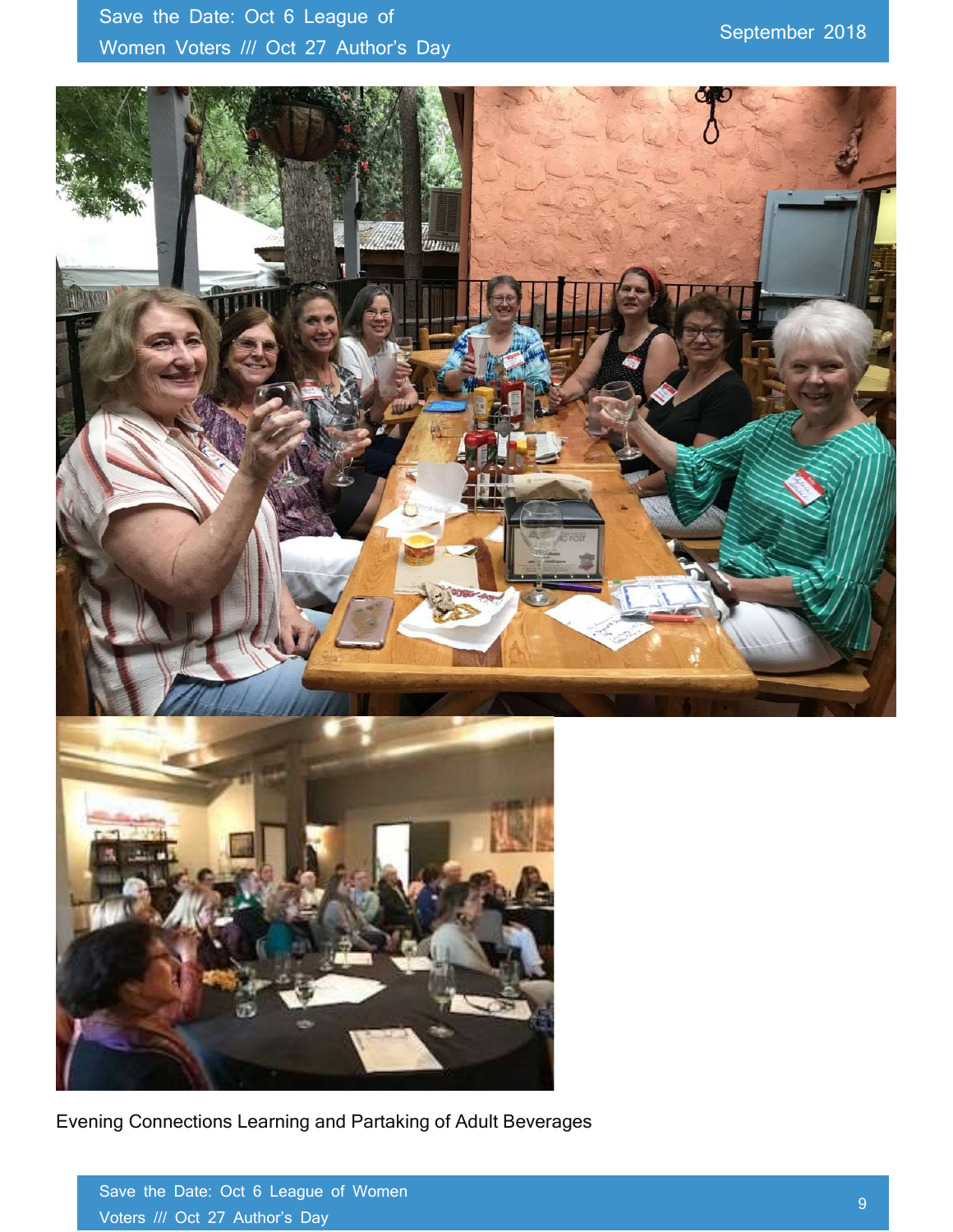Evening Connections Learning and Partaking of Adult Beverages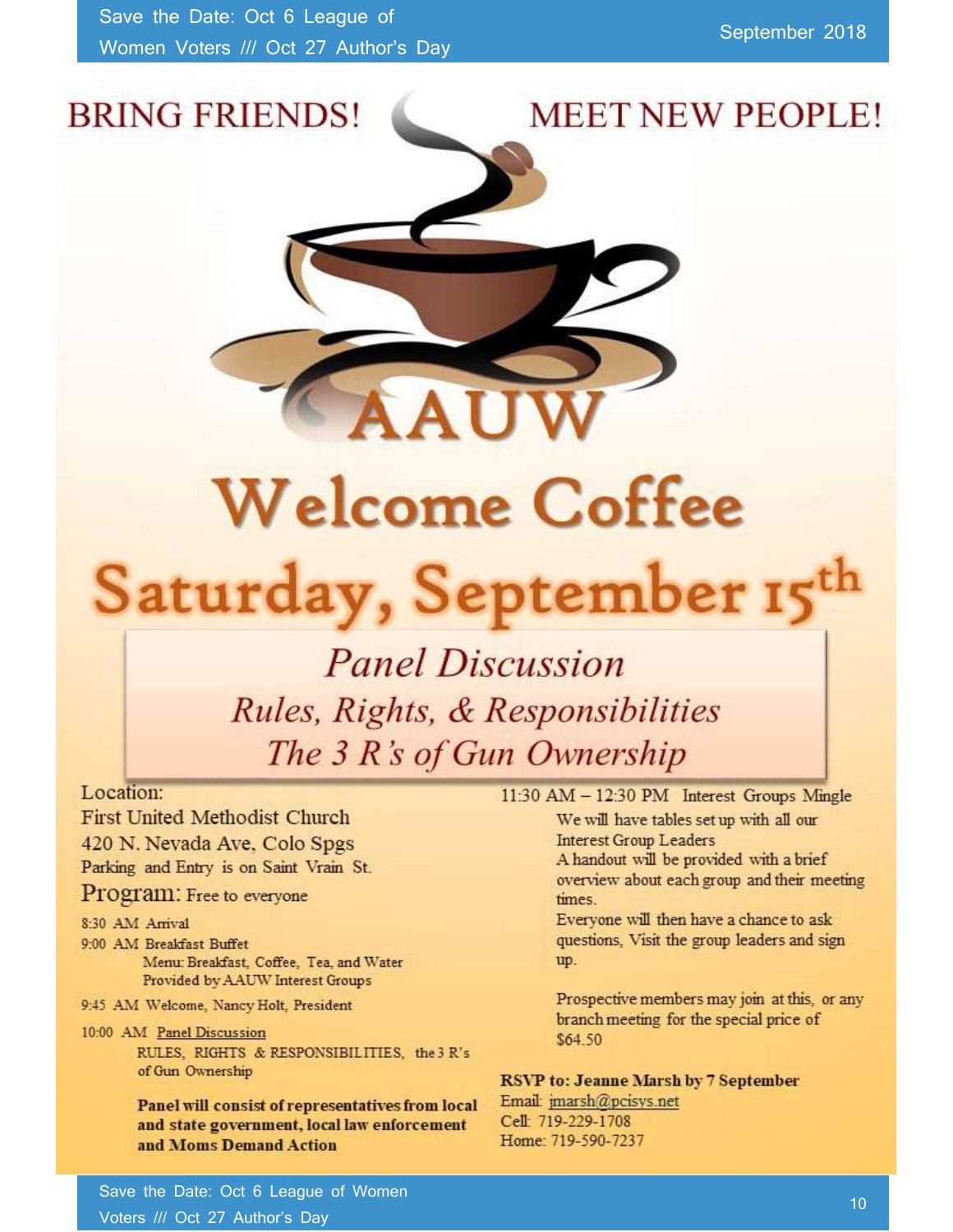BRING FRIENDS! MEET NEW PEOPLE!

# AAUW

# Welcome Coffee

# Saturday, September 15th

## *Panel Discussion*

### *Rules, Rights, & Responsibilities*

### *The 3 R's of Gun Ownership*

Location:
First United Methodist Church
420 N. Nevada Ave, Colo Spgs
Parking and Entry is on Saint Vrain St.

Program: Free to everyone

8:30 AM Arrival

9:00 AM Breakfast Buffet
Menu: Breakfast, Coffee, Tea, and Water
Provided by AAUW Interest Groups

9:45 AM Welcome, Nancy Holt, President

10:00 AM Panel Discussion
RULES, RIGHTS & RESPONSIBILITIES, the 3 R's of Gun Ownership

**Panel will consist of representatives from local and state government, local law enforcement and Moms Demand Action**

11:30 AM – 12:30 PM Interest Groups Mingle
We will have tables set up with all our Interest Group Leaders
A handout will be provided with a brief overview about each group and their meeting times.
Everyone will then have a chance to ask questions, Visit the group leaders and sign up.

Prospective members may join at this, or any branch meeting for the special price of $64.50

**RSVP to: Jeanne Marsh by 7 September**
Email: jmarsh@pcisys.net
Cell: 719-229-1708
Home: 719-590-7237